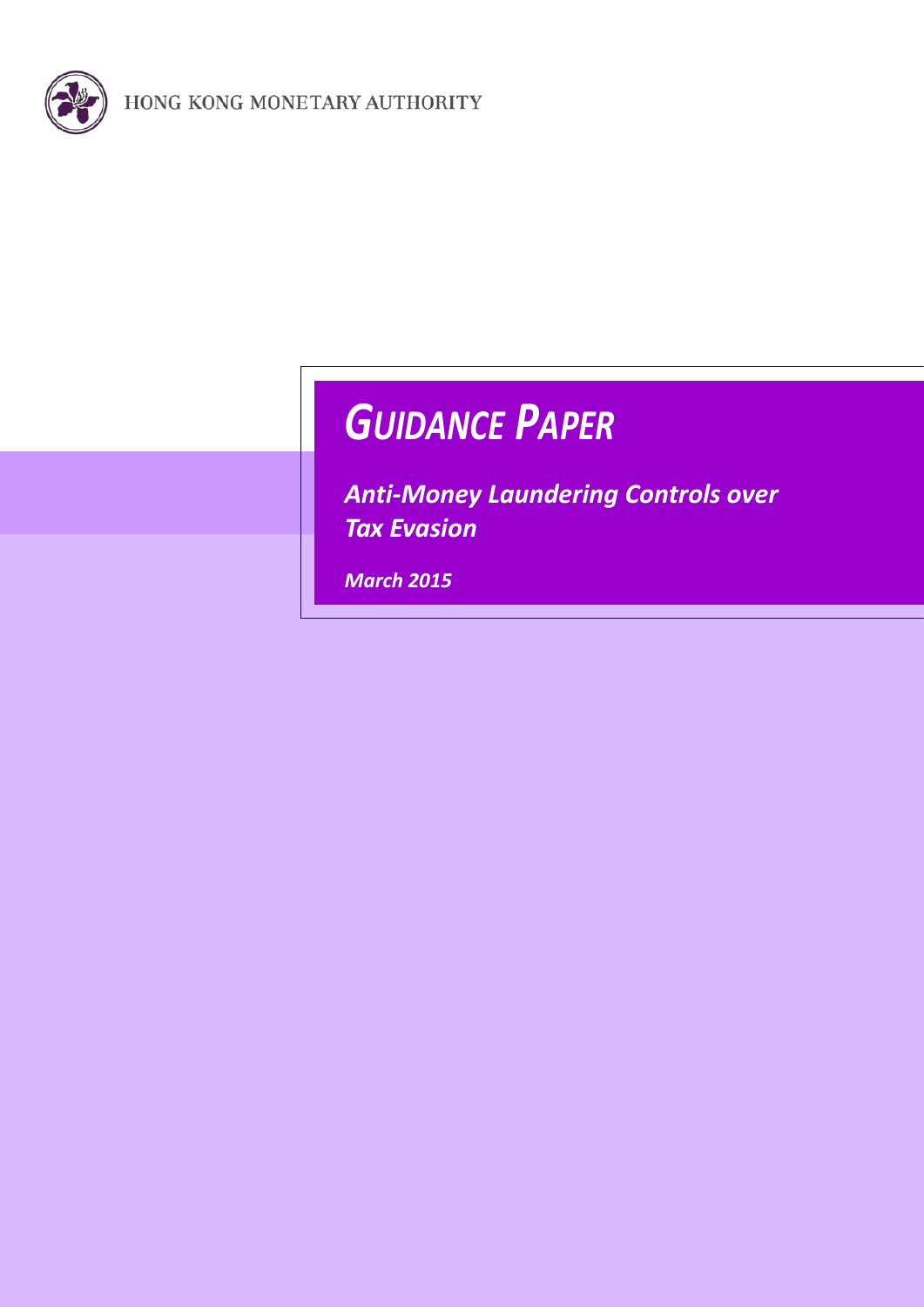HONG KONG MONETARY AUTHORITY

# *GUIDANCE PAPER*

***Anti-Money Laundering Controls over Tax Evasion***

***March 2015***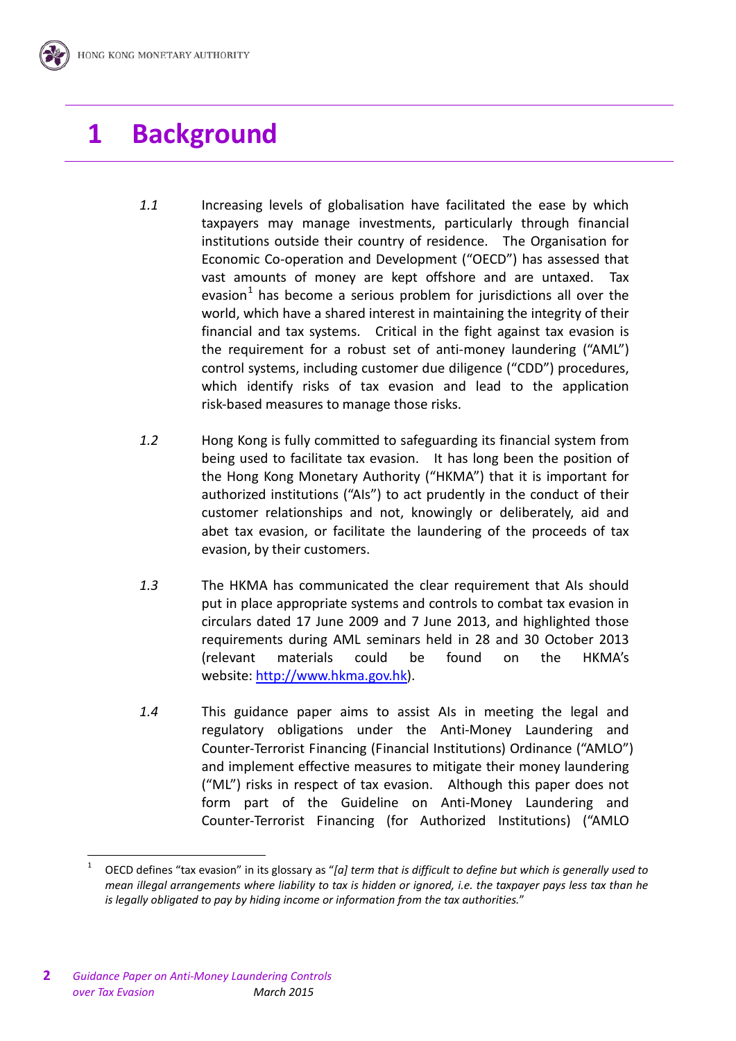# 1 Background

*1.1* Increasing levels of globalisation have facilitated the ease by which taxpayers may manage investments, particularly through financial institutions outside their country of residence. The Organisation for Economic Co-operation and Development ("OECD") has assessed that vast amounts of money are kept offshore and are untaxed. Tax evasion[1] has become a serious problem for jurisdictions all over the world, which have a shared interest in maintaining the integrity of their financial and tax systems. Critical in the fight against tax evasion is the requirement for a robust set of anti-money laundering ("AML") control systems, including customer due diligence ("CDD") procedures, which identify risks of tax evasion and lead to the application risk-based measures to manage those risks.

*1.2* Hong Kong is fully committed to safeguarding its financial system from being used to facilitate tax evasion. It has long been the position of the Hong Kong Monetary Authority ("HKMA") that it is important for authorized institutions ("AIs") to act prudently in the conduct of their customer relationships and not, knowingly or deliberately, aid and abet tax evasion, or facilitate the laundering of the proceeds of tax evasion, by their customers.

*1.3* The HKMA has communicated the clear requirement that AIs should put in place appropriate systems and controls to combat tax evasion in circulars dated 17 June 2009 and 7 June 2013, and highlighted those requirements during AML seminars held in 28 and 30 October 2013 (relevant materials could be found on the HKMA's website: [http://www.hkma.gov.hk](http://www.hkma.gov.hk)).

*1.4* This guidance paper aims to assist AIs in meeting the legal and regulatory obligations under the Anti-Money Laundering and Counter-Terrorist Financing (Financial Institutions) Ordinance ("AMLO") and implement effective measures to mitigate their money laundering ("ML") risks in respect of tax evasion. Although this paper does not form part of the Guideline on Anti-Money Laundering and Counter-Terrorist Financing (for Authorized Institutions) ("AMLO

---

[1] OECD defines "tax evasion" in its glossary as "*[a] term that is difficult to define but which is generally used to mean illegal arrangements where liability to tax is hidden or ignored, i.e. the taxpayer pays less tax than he is legally obligated to pay by hiding income or information from the tax authorities.*"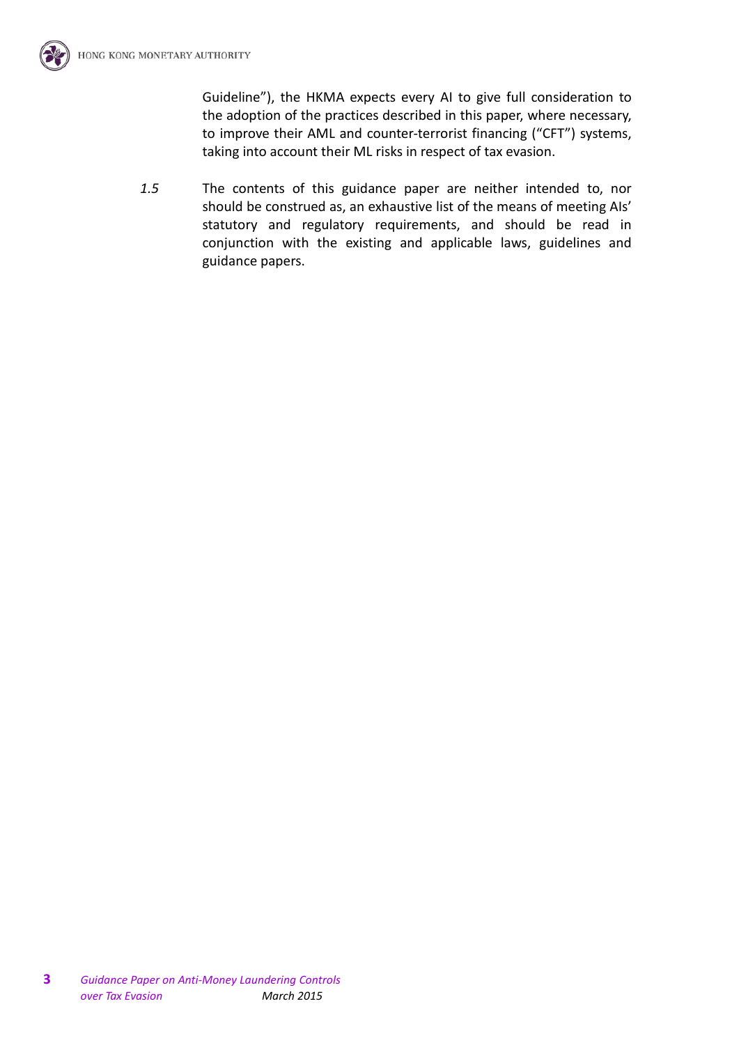Guideline"), the HKMA expects every AI to give full consideration to the adoption of the practices described in this paper, where necessary, to improve their AML and counter-terrorist financing ("CFT") systems, taking into account their ML risks in respect of tax evasion.

*1.5* The contents of this guidance paper are neither intended to, nor should be construed as, an exhaustive list of the means of meeting AIs' statutory and regulatory requirements, and should be read in conjunction with the existing and applicable laws, guidelines and guidance papers.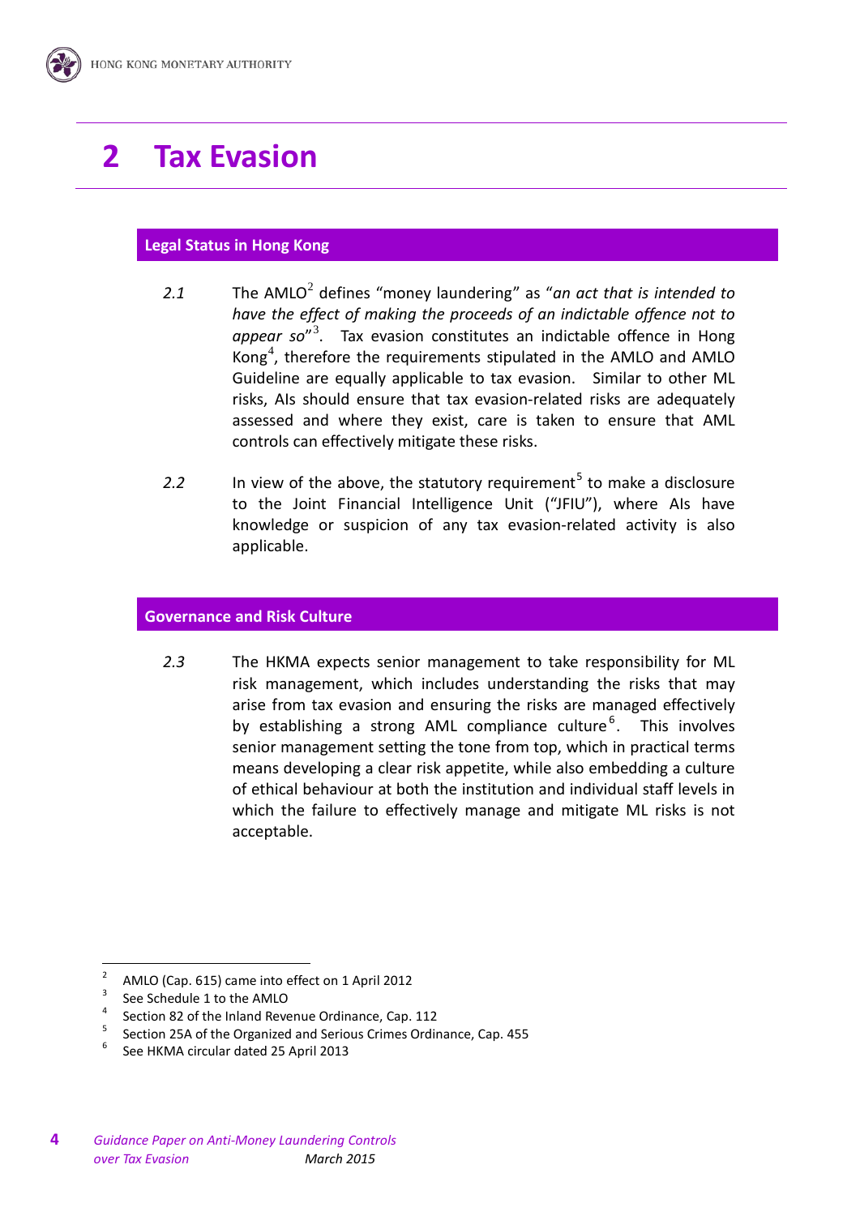# 2 Tax Evasion

## Legal Status in Hong Kong

*2.1* The AMLO[2] defines "money laundering" as "*an act that is intended to have the effect of making the proceeds of an indictable offence not to appear so*"[3]. Tax evasion constitutes an indictable offence in Hong Kong[4], therefore the requirements stipulated in the AMLO and AMLO Guideline are equally applicable to tax evasion. Similar to other ML risks, AIs should ensure that tax evasion-related risks are adequately assessed and where they exist, care is taken to ensure that AML controls can effectively mitigate these risks.

*2.2* In view of the above, the statutory requirement[5] to make a disclosure to the Joint Financial Intelligence Unit ("JFIU"), where AIs have knowledge or suspicion of any tax evasion-related activity is also applicable.

## Governance and Risk Culture

*2.3* The HKMA expects senior management to take responsibility for ML risk management, which includes understanding the risks that may arise from tax evasion and ensuring the risks are managed effectively by establishing a strong AML compliance culture[6]. This involves senior management setting the tone from top, which in practical terms means developing a clear risk appetite, while also embedding a culture of ethical behaviour at both the institution and individual staff levels in which the failure to effectively manage and mitigate ML risks is not acceptable.

---

[2] AMLO (Cap. 615) came into effect on 1 April 2012

[3] See Schedule 1 to the AMLO

[4] Section 82 of the Inland Revenue Ordinance, Cap. 112

[5] Section 25A of the Organized and Serious Crimes Ordinance, Cap. 455

[6] See HKMA circular dated 25 April 2013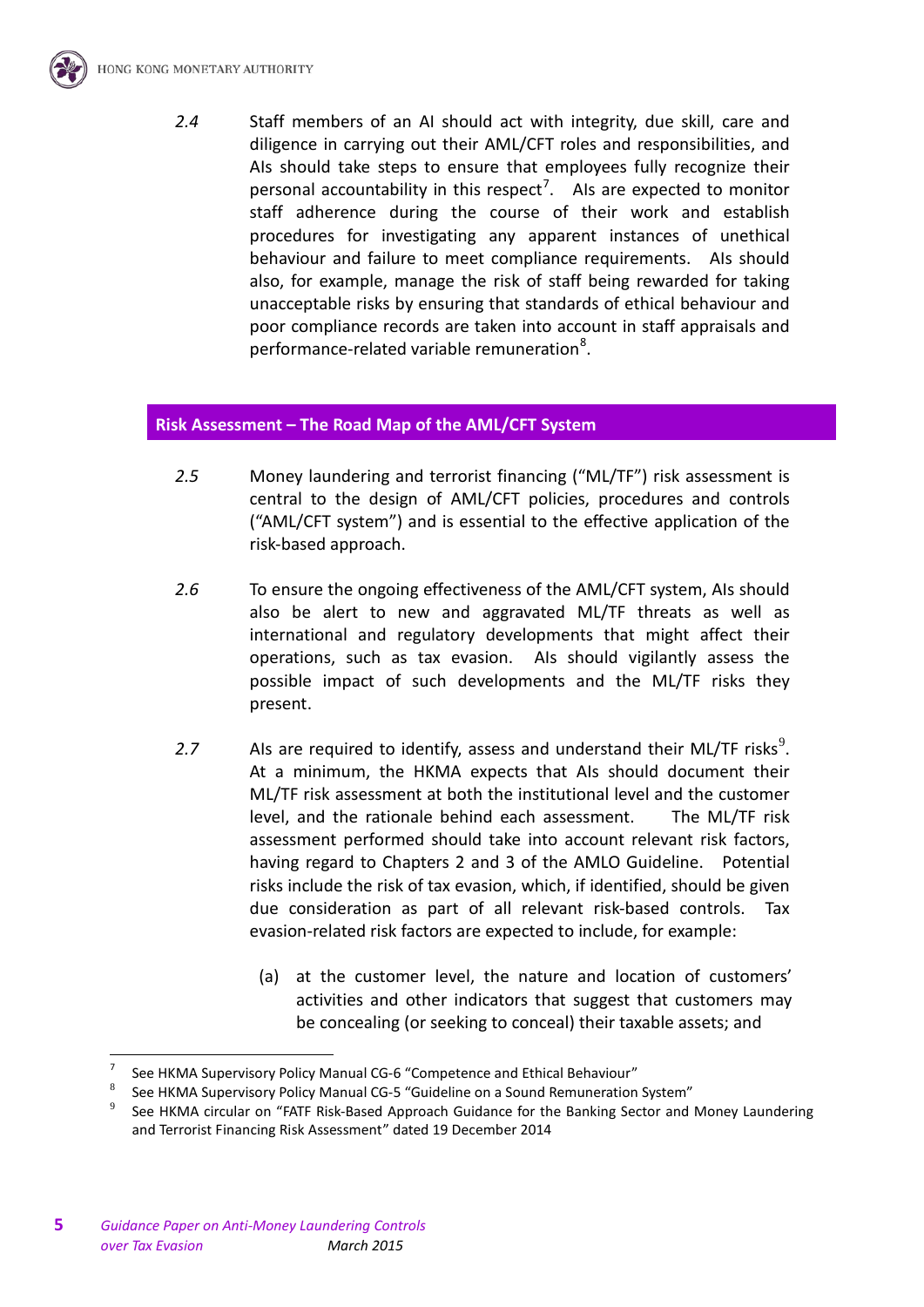2.4 Staff members of an AI should act with integrity, due skill, care and diligence in carrying out their AML/CFT roles and responsibilities, and AIs should take steps to ensure that employees fully recognize their personal accountability in this respect[7]. AIs are expected to monitor staff adherence during the course of their work and establish procedures for investigating any apparent instances of unethical behaviour and failure to meet compliance requirements. AIs should also, for example, manage the risk of staff being rewarded for taking unacceptable risks by ensuring that standards of ethical behaviour and poor compliance records are taken into account in staff appraisals and performance-related variable remuneration[8].

## Risk Assessment – The Road Map of the AML/CFT System

2.5 Money laundering and terrorist financing ("ML/TF") risk assessment is central to the design of AML/CFT policies, procedures and controls ("AML/CFT system") and is essential to the effective application of the risk-based approach.

2.6 To ensure the ongoing effectiveness of the AML/CFT system, AIs should also be alert to new and aggravated ML/TF threats as well as international and regulatory developments that might affect their operations, such as tax evasion. AIs should vigilantly assess the possible impact of such developments and the ML/TF risks they present.

2.7 AIs are required to identify, assess and understand their ML/TF risks[9]. At a minimum, the HKMA expects that AIs should document their ML/TF risk assessment at both the institutional level and the customer level, and the rationale behind each assessment. The ML/TF risk assessment performed should take into account relevant risk factors, having regard to Chapters 2 and 3 of the AMLO Guideline. Potential risks include the risk of tax evasion, which, if identified, should be given due consideration as part of all relevant risk-based controls. Tax evasion-related risk factors are expected to include, for example:

(a) at the customer level, the nature and location of customers' activities and other indicators that suggest that customers may be concealing (or seeking to conceal) their taxable assets; and

---

[7] See HKMA Supervisory Policy Manual CG-6 "Competence and Ethical Behaviour"

[8] See HKMA Supervisory Policy Manual CG-5 "Guideline on a Sound Remuneration System"

[9] See HKMA circular on "FATF Risk-Based Approach Guidance for the Banking Sector and Money Laundering and Terrorist Financing Risk Assessment" dated 19 December 2014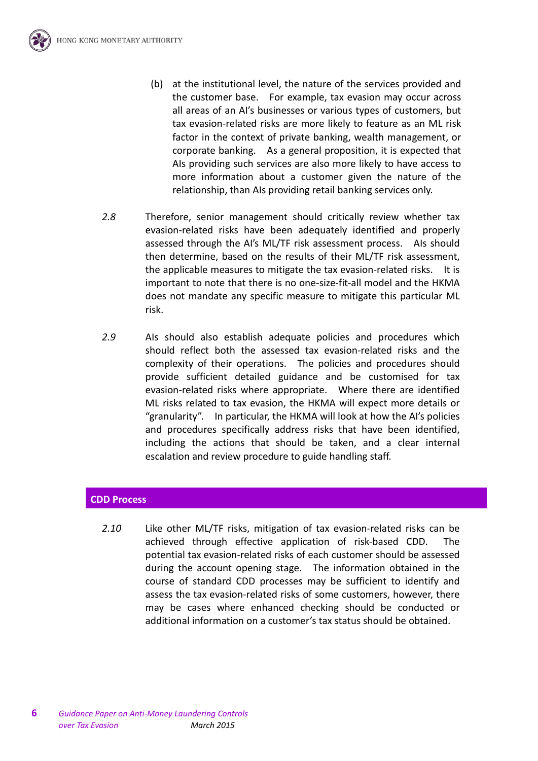(b) at the institutional level, the nature of the services provided and the customer base. For example, tax evasion may occur across all areas of an AI's businesses or various types of customers, but tax evasion-related risks are more likely to feature as an ML risk factor in the context of private banking, wealth management, or corporate banking. As a general proposition, it is expected that AIs providing such services are also more likely to have access to more information about a customer given the nature of the relationship, than AIs providing retail banking services only.

*2.8* Therefore, senior management should critically review whether tax evasion-related risks have been adequately identified and properly assessed through the AI's ML/TF risk assessment process. AIs should then determine, based on the results of their ML/TF risk assessment, the applicable measures to mitigate the tax evasion-related risks. It is important to note that there is no one-size-fit-all model and the HKMA does not mandate any specific measure to mitigate this particular ML risk.

*2.9* AIs should also establish adequate policies and procedures which should reflect both the assessed tax evasion-related risks and the complexity of their operations. The policies and procedures should provide sufficient detailed guidance and be customised for tax evasion-related risks where appropriate. Where there are identified ML risks related to tax evasion, the HKMA will expect more details or "granularity". In particular, the HKMA will look at how the AI's policies and procedures specifically address risks that have been identified, including the actions that should be taken, and a clear internal escalation and review procedure to guide handling staff.

## CDD Process

*2.10* Like other ML/TF risks, mitigation of tax evasion-related risks can be achieved through effective application of risk-based CDD. The potential tax evasion-related risks of each customer should be assessed during the account opening stage. The information obtained in the course of standard CDD processes may be sufficient to identify and assess the tax evasion-related risks of some customers, however, there may be cases where enhanced checking should be conducted or additional information on a customer's tax status should be obtained.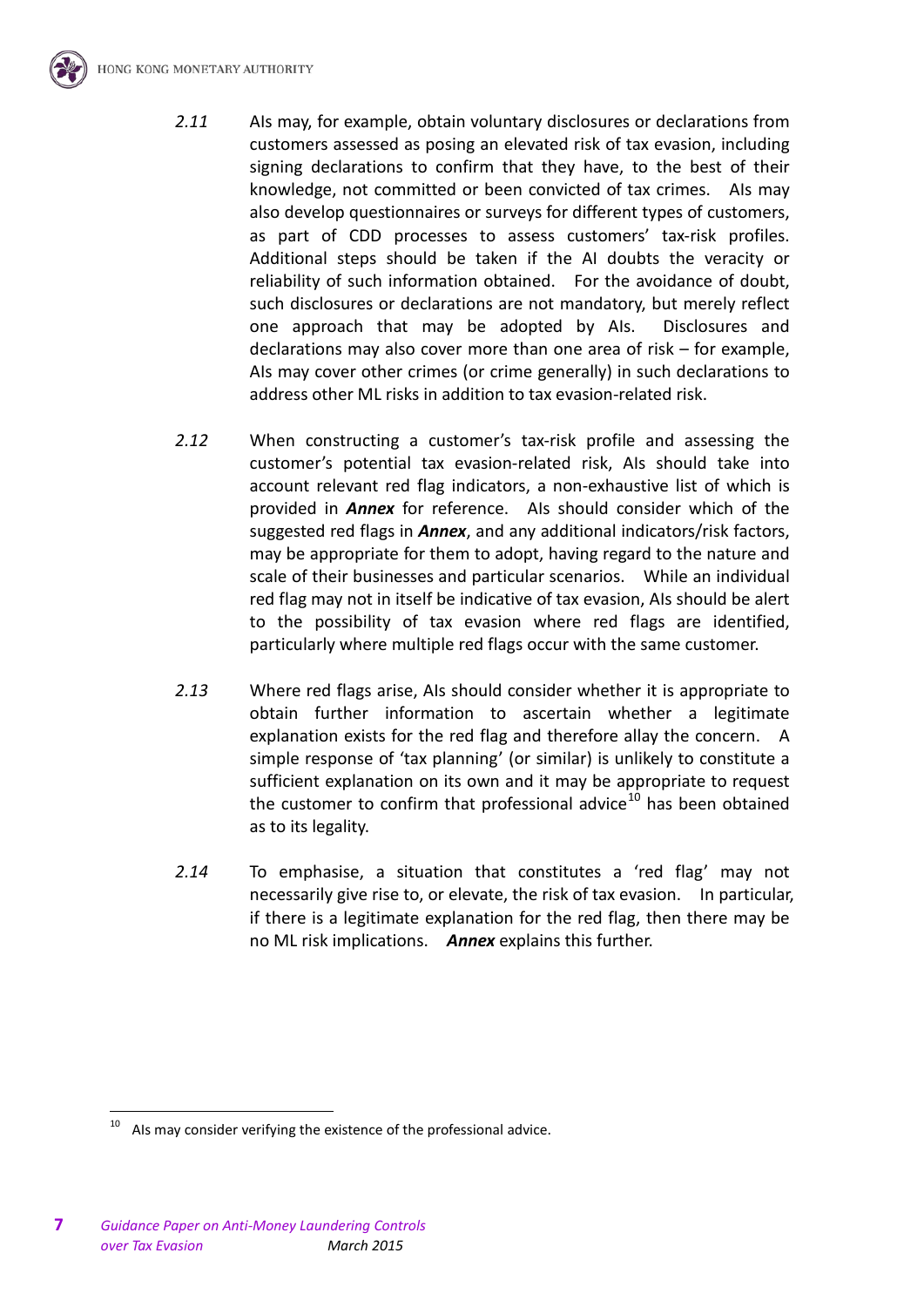*2.11* AIs may, for example, obtain voluntary disclosures or declarations from customers assessed as posing an elevated risk of tax evasion, including signing declarations to confirm that they have, to the best of their knowledge, not committed or been convicted of tax crimes. AIs may also develop questionnaires or surveys for different types of customers, as part of CDD processes to assess customers' tax-risk profiles. Additional steps should be taken if the AI doubts the veracity or reliability of such information obtained. For the avoidance of doubt, such disclosures or declarations are not mandatory, but merely reflect one approach that may be adopted by AIs. Disclosures and declarations may also cover more than one area of risk – for example, AIs may cover other crimes (or crime generally) in such declarations to address other ML risks in addition to tax evasion-related risk.

*2.12* When constructing a customer's tax-risk profile and assessing the customer's potential tax evasion-related risk, AIs should take into account relevant red flag indicators, a non-exhaustive list of which is provided in ***Annex*** for reference. AIs should consider which of the suggested red flags in ***Annex***, and any additional indicators/risk factors, may be appropriate for them to adopt, having regard to the nature and scale of their businesses and particular scenarios. While an individual red flag may not in itself be indicative of tax evasion, AIs should be alert to the possibility of tax evasion where red flags are identified, particularly where multiple red flags occur with the same customer.

*2.13* Where red flags arise, AIs should consider whether it is appropriate to obtain further information to ascertain whether a legitimate explanation exists for the red flag and therefore allay the concern. A simple response of 'tax planning' (or similar) is unlikely to constitute a sufficient explanation on its own and it may be appropriate to request the customer to confirm that professional advice[10] has been obtained as to its legality.

*2.14* To emphasise, a situation that constitutes a 'red flag' may not necessarily give rise to, or elevate, the risk of tax evasion. In particular, if there is a legitimate explanation for the red flag, then there may be no ML risk implications. ***Annex*** explains this further.

---

[10] AIs may consider verifying the existence of the professional advice.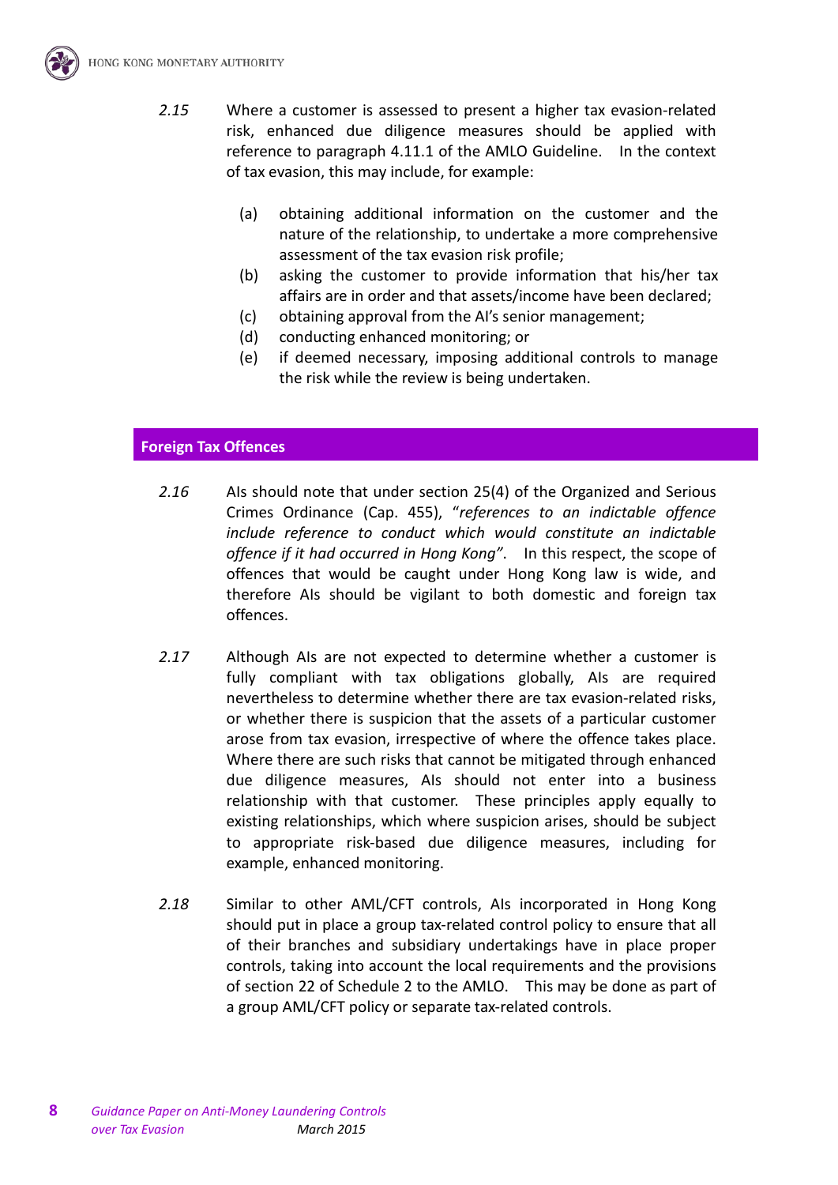*2.15* Where a customer is assessed to present a higher tax evasion-related risk, enhanced due diligence measures should be applied with reference to paragraph 4.11.1 of the AMLO Guideline. In the context of tax evasion, this may include, for example:

(a) obtaining additional information on the customer and the nature of the relationship, to undertake a more comprehensive assessment of the tax evasion risk profile;
(b) asking the customer to provide information that his/her tax affairs are in order and that assets/income have been declared;
(c) obtaining approval from the AI's senior management;
(d) conducting enhanced monitoring; or
(e) if deemed necessary, imposing additional controls to manage the risk while the review is being undertaken.

## Foreign Tax Offences

*2.16* AIs should note that under section 25(4) of the Organized and Serious Crimes Ordinance (Cap. 455), "*references to an indictable offence include reference to conduct which would constitute an indictable offence if it had occurred in Hong Kong"*. In this respect, the scope of offences that would be caught under Hong Kong law is wide, and therefore AIs should be vigilant to both domestic and foreign tax offences.

*2.17* Although AIs are not expected to determine whether a customer is fully compliant with tax obligations globally, AIs are required nevertheless to determine whether there are tax evasion-related risks, or whether there is suspicion that the assets of a particular customer arose from tax evasion, irrespective of where the offence takes place. Where there are such risks that cannot be mitigated through enhanced due diligence measures, AIs should not enter into a business relationship with that customer. These principles apply equally to existing relationships, which where suspicion arises, should be subject to appropriate risk-based due diligence measures, including for example, enhanced monitoring.

*2.18* Similar to other AML/CFT controls, AIs incorporated in Hong Kong should put in place a group tax-related control policy to ensure that all of their branches and subsidiary undertakings have in place proper controls, taking into account the local requirements and the provisions of section 22 of Schedule 2 to the AMLO. This may be done as part of a group AML/CFT policy or separate tax-related controls.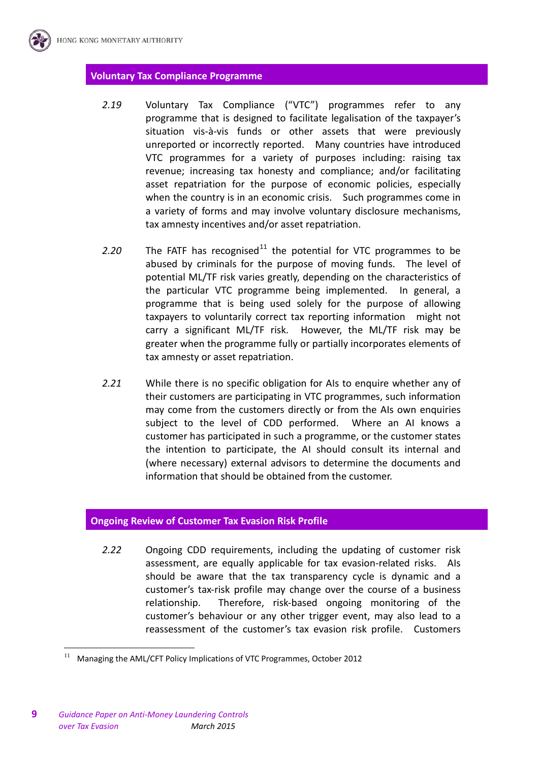## Voluntary Tax Compliance Programme

*2.19* Voluntary Tax Compliance ("VTC") programmes refer to any programme that is designed to facilitate legalisation of the taxpayer's situation vis-à-vis funds or other assets that were previously unreported or incorrectly reported. Many countries have introduced VTC programmes for a variety of purposes including: raising tax revenue; increasing tax honesty and compliance; and/or facilitating asset repatriation for the purpose of economic policies, especially when the country is in an economic crisis. Such programmes come in a variety of forms and may involve voluntary disclosure mechanisms, tax amnesty incentives and/or asset repatriation.

*2.20* The FATF has recognised[11] the potential for VTC programmes to be abused by criminals for the purpose of moving funds. The level of potential ML/TF risk varies greatly, depending on the characteristics of the particular VTC programme being implemented. In general, a programme that is being used solely for the purpose of allowing taxpayers to voluntarily correct tax reporting information might not carry a significant ML/TF risk. However, the ML/TF risk may be greater when the programme fully or partially incorporates elements of tax amnesty or asset repatriation.

*2.21* While there is no specific obligation for AIs to enquire whether any of their customers are participating in VTC programmes, such information may come from the customers directly or from the AIs own enquiries subject to the level of CDD performed. Where an AI knows a customer has participated in such a programme, or the customer states the intention to participate, the AI should consult its internal and (where necessary) external advisors to determine the documents and information that should be obtained from the customer.

## Ongoing Review of Customer Tax Evasion Risk Profile

*2.22* Ongoing CDD requirements, including the updating of customer risk assessment, are equally applicable for tax evasion-related risks. AIs should be aware that the tax transparency cycle is dynamic and a customer's tax-risk profile may change over the course of a business relationship. Therefore, risk-based ongoing monitoring of the customer's behaviour or any other trigger event, may also lead to a reassessment of the customer's tax evasion risk profile. Customers

---

[11] Managing the AML/CFT Policy Implications of VTC Programmes, October 2012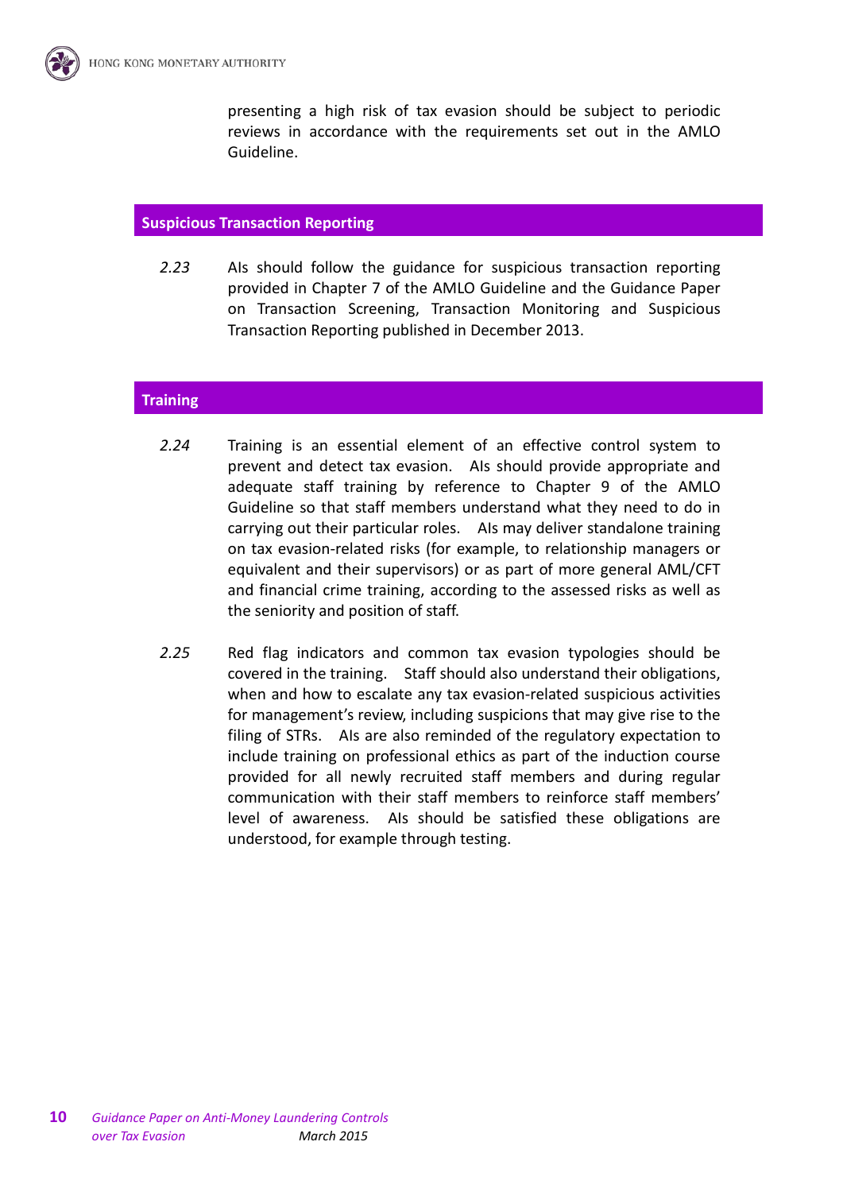presenting a high risk of tax evasion should be subject to periodic reviews in accordance with the requirements set out in the AMLO Guideline.

## Suspicious Transaction Reporting

*2.23* AIs should follow the guidance for suspicious transaction reporting provided in Chapter 7 of the AMLO Guideline and the Guidance Paper on Transaction Screening, Transaction Monitoring and Suspicious Transaction Reporting published in December 2013.

## Training

*2.24* Training is an essential element of an effective control system to prevent and detect tax evasion. AIs should provide appropriate and adequate staff training by reference to Chapter 9 of the AMLO Guideline so that staff members understand what they need to do in carrying out their particular roles. AIs may deliver standalone training on tax evasion-related risks (for example, to relationship managers or equivalent and their supervisors) or as part of more general AML/CFT and financial crime training, according to the assessed risks as well as the seniority and position of staff.

*2.25* Red flag indicators and common tax evasion typologies should be covered in the training. Staff should also understand their obligations, when and how to escalate any tax evasion-related suspicious activities for management's review, including suspicions that may give rise to the filing of STRs. AIs are also reminded of the regulatory expectation to include training on professional ethics as part of the induction course provided for all newly recruited staff members and during regular communication with their staff members to reinforce staff members' level of awareness. AIs should be satisfied these obligations are understood, for example through testing.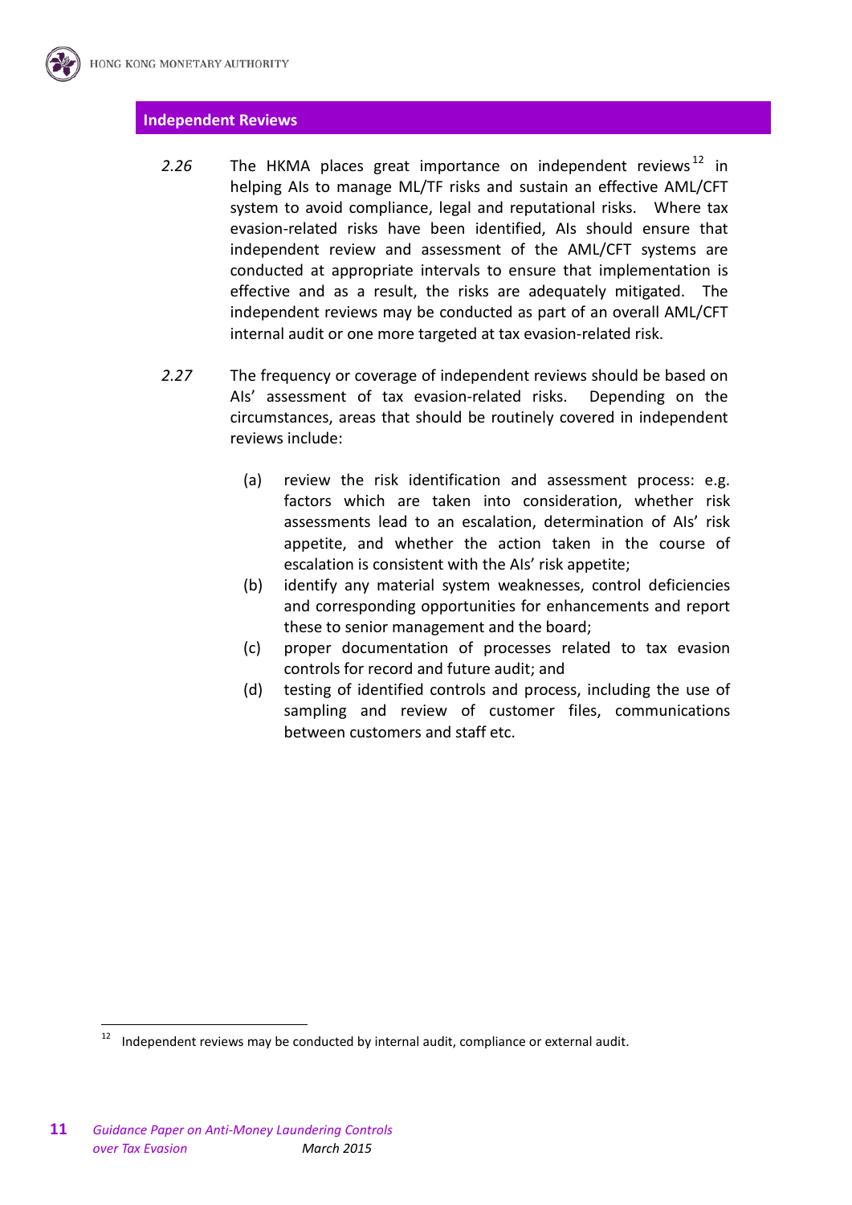## Independent Reviews

*2.26* The HKMA places great importance on independent reviews[12] in helping AIs to manage ML/TF risks and sustain an effective AML/CFT system to avoid compliance, legal and reputational risks. Where tax evasion-related risks have been identified, AIs should ensure that independent review and assessment of the AML/CFT systems are conducted at appropriate intervals to ensure that implementation is effective and as a result, the risks are adequately mitigated. The independent reviews may be conducted as part of an overall AML/CFT internal audit or one more targeted at tax evasion-related risk.

*2.27* The frequency or coverage of independent reviews should be based on AIs' assessment of tax evasion-related risks. Depending on the circumstances, areas that should be routinely covered in independent reviews include:

(a) review the risk identification and assessment process: e.g. factors which are taken into consideration, whether risk assessments lead to an escalation, determination of AIs' risk appetite, and whether the action taken in the course of escalation is consistent with the AIs' risk appetite;

(b) identify any material system weaknesses, control deficiencies and corresponding opportunities for enhancements and report these to senior management and the board;

(c) proper documentation of processes related to tax evasion controls for record and future audit; and

(d) testing of identified controls and process, including the use of sampling and review of customer files, communications between customers and staff etc.

---

[12] Independent reviews may be conducted by internal audit, compliance or external audit.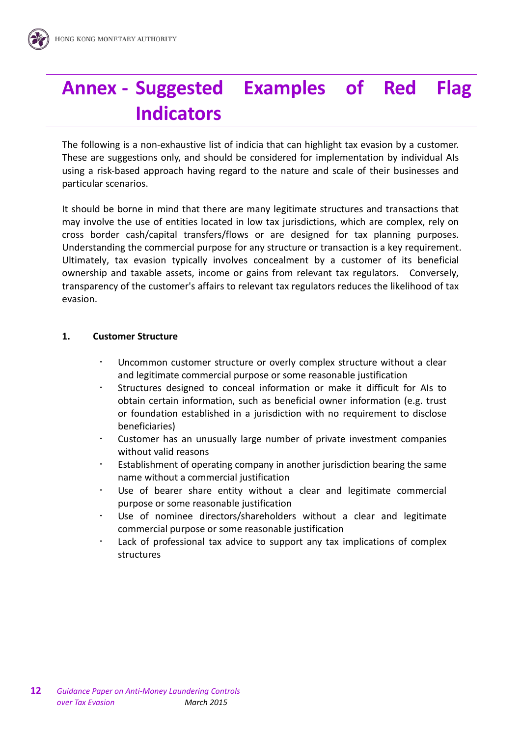# Annex - Suggested Examples of Red Flag Indicators

The following is a non-exhaustive list of indicia that can highlight tax evasion by a customer. These are suggestions only, and should be considered for implementation by individual AIs using a risk-based approach having regard to the nature and scale of their businesses and particular scenarios.

It should be borne in mind that there are many legitimate structures and transactions that may involve the use of entities located in low tax jurisdictions, which are complex, rely on cross border cash/capital transfers/flows or are designed for tax planning purposes. Understanding the commercial purpose for any structure or transaction is a key requirement. Ultimately, tax evasion typically involves concealment by a customer of its beneficial ownership and taxable assets, income or gains from relevant tax regulators. Conversely, transparency of the customer's affairs to relevant tax regulators reduces the likelihood of tax evasion.

**1. Customer Structure**

- Uncommon customer structure or overly complex structure without a clear and legitimate commercial purpose or some reasonable justification
- Structures designed to conceal information or make it difficult for AIs to obtain certain information, such as beneficial owner information (e.g. trust or foundation established in a jurisdiction with no requirement to disclose beneficiaries)
- Customer has an unusually large number of private investment companies without valid reasons
- Establishment of operating company in another jurisdiction bearing the same name without a commercial justification
- Use of bearer share entity without a clear and legitimate commercial purpose or some reasonable justification
- Use of nominee directors/shareholders without a clear and legitimate commercial purpose or some reasonable justification
- Lack of professional tax advice to support any tax implications of complex structures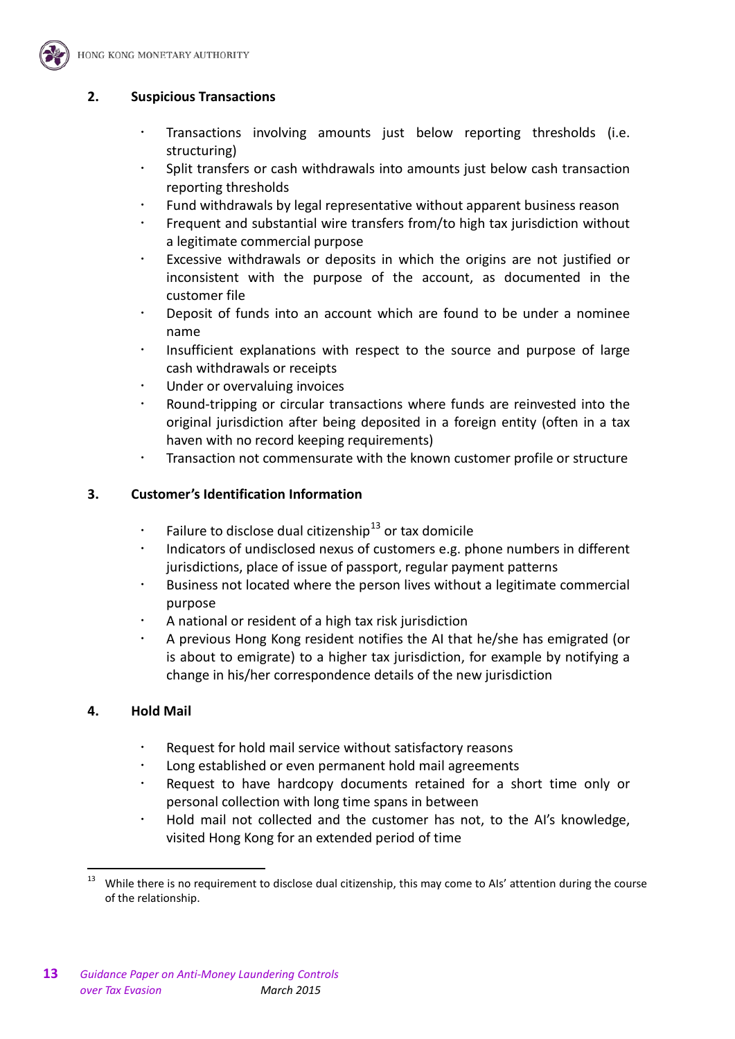## 2. Suspicious Transactions

- Transactions involving amounts just below reporting thresholds (i.e. structuring)
- Split transfers or cash withdrawals into amounts just below cash transaction reporting thresholds
- Fund withdrawals by legal representative without apparent business reason
- Frequent and substantial wire transfers from/to high tax jurisdiction without a legitimate commercial purpose
- Excessive withdrawals or deposits in which the origins are not justified or inconsistent with the purpose of the account, as documented in the customer file
- Deposit of funds into an account which are found to be under a nominee name
- Insufficient explanations with respect to the source and purpose of large cash withdrawals or receipts
- Under or overvaluing invoices
- Round-tripping or circular transactions where funds are reinvested into the original jurisdiction after being deposited in a foreign entity (often in a tax haven with no record keeping requirements)
- Transaction not commensurate with the known customer profile or structure

## 3. Customer's Identification Information

- Failure to disclose dual citizenship[13] or tax domicile
- Indicators of undisclosed nexus of customers e.g. phone numbers in different jurisdictions, place of issue of passport, regular payment patterns
- Business not located where the person lives without a legitimate commercial purpose
- A national or resident of a high tax risk jurisdiction
- A previous Hong Kong resident notifies the AI that he/she has emigrated (or is about to emigrate) to a higher tax jurisdiction, for example by notifying a change in his/her correspondence details of the new jurisdiction

## 4. Hold Mail

- Request for hold mail service without satisfactory reasons
- Long established or even permanent hold mail agreements
- Request to have hardcopy documents retained for a short time only or personal collection with long time spans in between
- Hold mail not collected and the customer has not, to the AI's knowledge, visited Hong Kong for an extended period of time

---

[13] While there is no requirement to disclose dual citizenship, this may come to AIs' attention during the course of the relationship.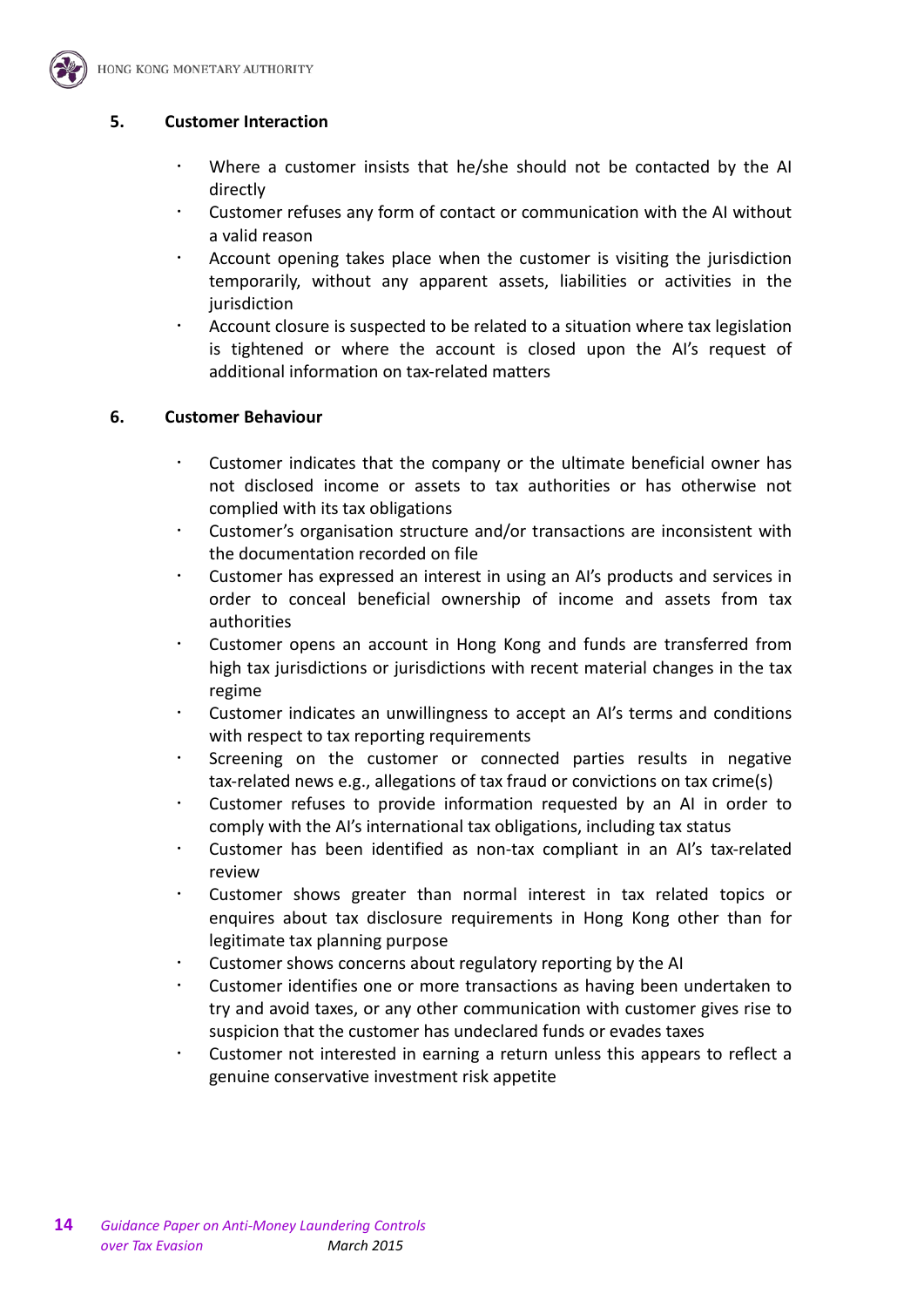## 5. Customer Interaction

- Where a customer insists that he/she should not be contacted by the AI directly
- Customer refuses any form of contact or communication with the AI without a valid reason
- Account opening takes place when the customer is visiting the jurisdiction temporarily, without any apparent assets, liabilities or activities in the jurisdiction
- Account closure is suspected to be related to a situation where tax legislation is tightened or where the account is closed upon the AI's request of additional information on tax-related matters

## 6. Customer Behaviour

- Customer indicates that the company or the ultimate beneficial owner has not disclosed income or assets to tax authorities or has otherwise not complied with its tax obligations
- Customer's organisation structure and/or transactions are inconsistent with the documentation recorded on file
- Customer has expressed an interest in using an AI's products and services in order to conceal beneficial ownership of income and assets from tax authorities
- Customer opens an account in Hong Kong and funds are transferred from high tax jurisdictions or jurisdictions with recent material changes in the tax regime
- Customer indicates an unwillingness to accept an AI's terms and conditions with respect to tax reporting requirements
- Screening on the customer or connected parties results in negative tax-related news e.g., allegations of tax fraud or convictions on tax crime(s)
- Customer refuses to provide information requested by an AI in order to comply with the AI's international tax obligations, including tax status
- Customer has been identified as non-tax compliant in an AI's tax-related review
- Customer shows greater than normal interest in tax related topics or enquires about tax disclosure requirements in Hong Kong other than for legitimate tax planning purpose
- Customer shows concerns about regulatory reporting by the AI
- Customer identifies one or more transactions as having been undertaken to try and avoid taxes, or any other communication with customer gives rise to suspicion that the customer has undeclared funds or evades taxes
- Customer not interested in earning a return unless this appears to reflect a genuine conservative investment risk appetite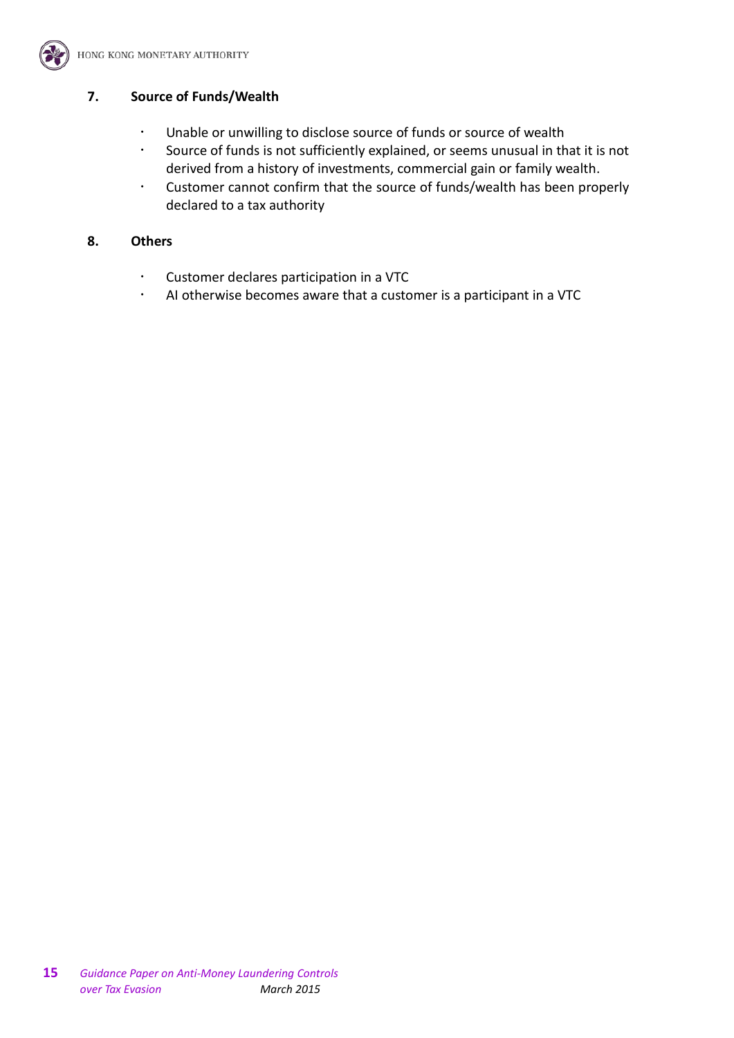**7. Source of Funds/Wealth**

- Unable or unwilling to disclose source of funds or source of wealth
- Source of funds is not sufficiently explained, or seems unusual in that it is not derived from a history of investments, commercial gain or family wealth.
- Customer cannot confirm that the source of funds/wealth has been properly declared to a tax authority

**8. Others**

- Customer declares participation in a VTC
- AI otherwise becomes aware that a customer is a participant in a VTC